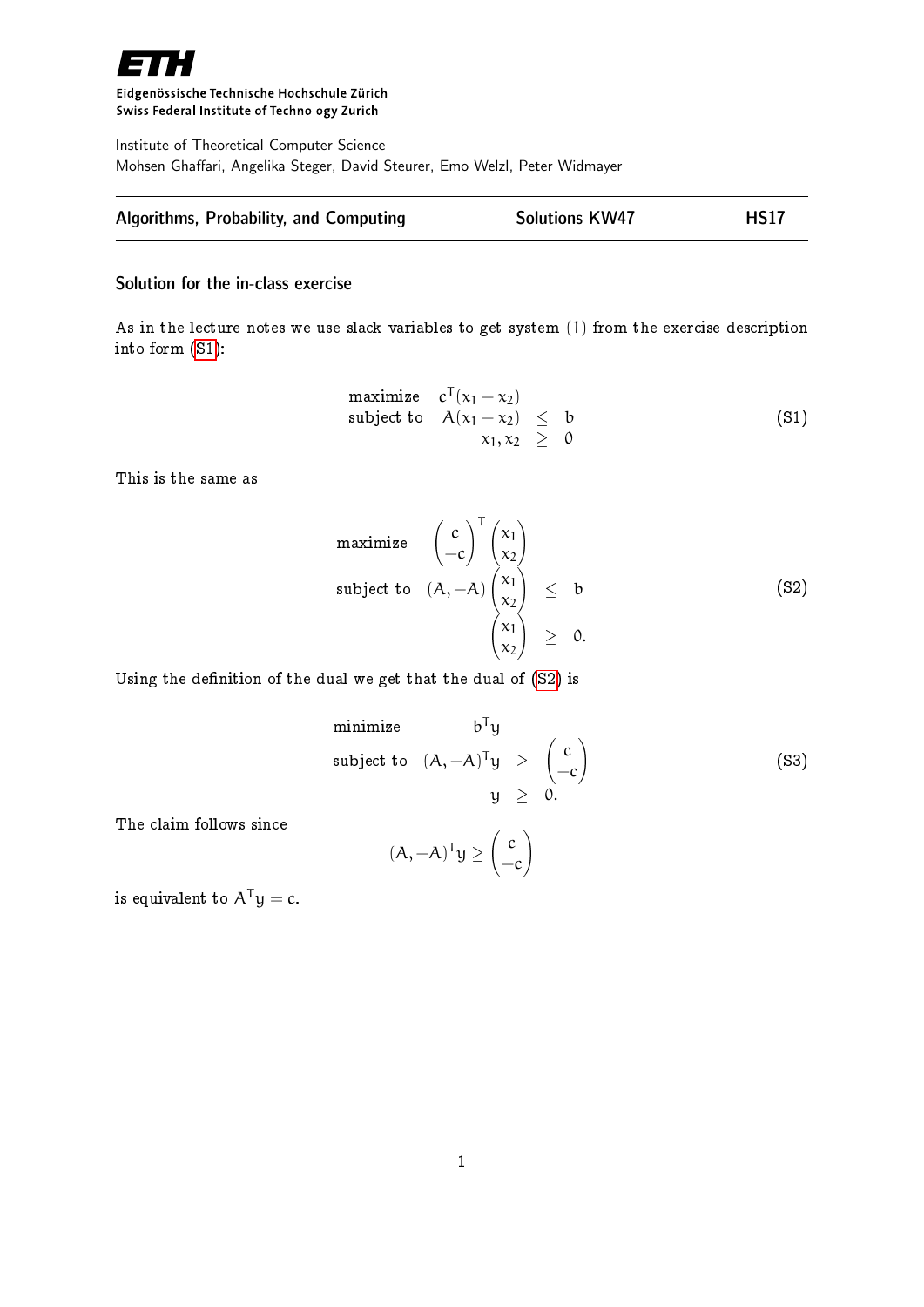Eidgenössische Technische Hochschule Zürich
Swiss Federal Institute of Technology Zurich

Institute of Theoretical Computer Science
Mohsen Ghaffari, Angelika Steger, David Steurer, Emo Welzl, Peter Widmayer

**Algorithms, Probability, and Computing** | **Solutions KW47** | **HS17**

## Solution for the in-class exercise

As in the lecture notes we use slack variables to get system (1) from the exercise description into form (S1):

$$
\begin{array}{lrcl}
\text{maximize} & c^T(x_1 - x_2) & & \\
\text{subject to} & A(x_1 - x_2) & \leq & b \\
& x_1, x_2 & \geq & 0
\end{array}
\tag{S1}
$$

This is the same as

$$
\begin{array}{lrcl}
\text{maximize} & \begin{pmatrix} c \\ -c \end{pmatrix}^T \begin{pmatrix} x_1 \\ x_2 \end{pmatrix} & & \\
\text{subject to} & (A, -A) \begin{pmatrix} x_1 \\ x_2 \end{pmatrix} & \leq & b \\
& \begin{pmatrix} x_1 \\ x_2 \end{pmatrix} & \geq & 0.
\end{array}
\tag{S2}
$$

Using the definition of the dual we get that the dual of (S2) is

$$
\begin{array}{lrcl}
\text{minimize} & b^T y & & \\
\text{subject to} & (A, -A)^T y & \geq & \begin{pmatrix} c \\ -c \end{pmatrix} \\
& y & \geq & 0.
\end{array}
\tag{S3}
$$

The claim follows since

$$
(A, -A)^T y \geq \begin{pmatrix} c \\ -c \end{pmatrix}
$$

is equivalent to $A^T y = c$.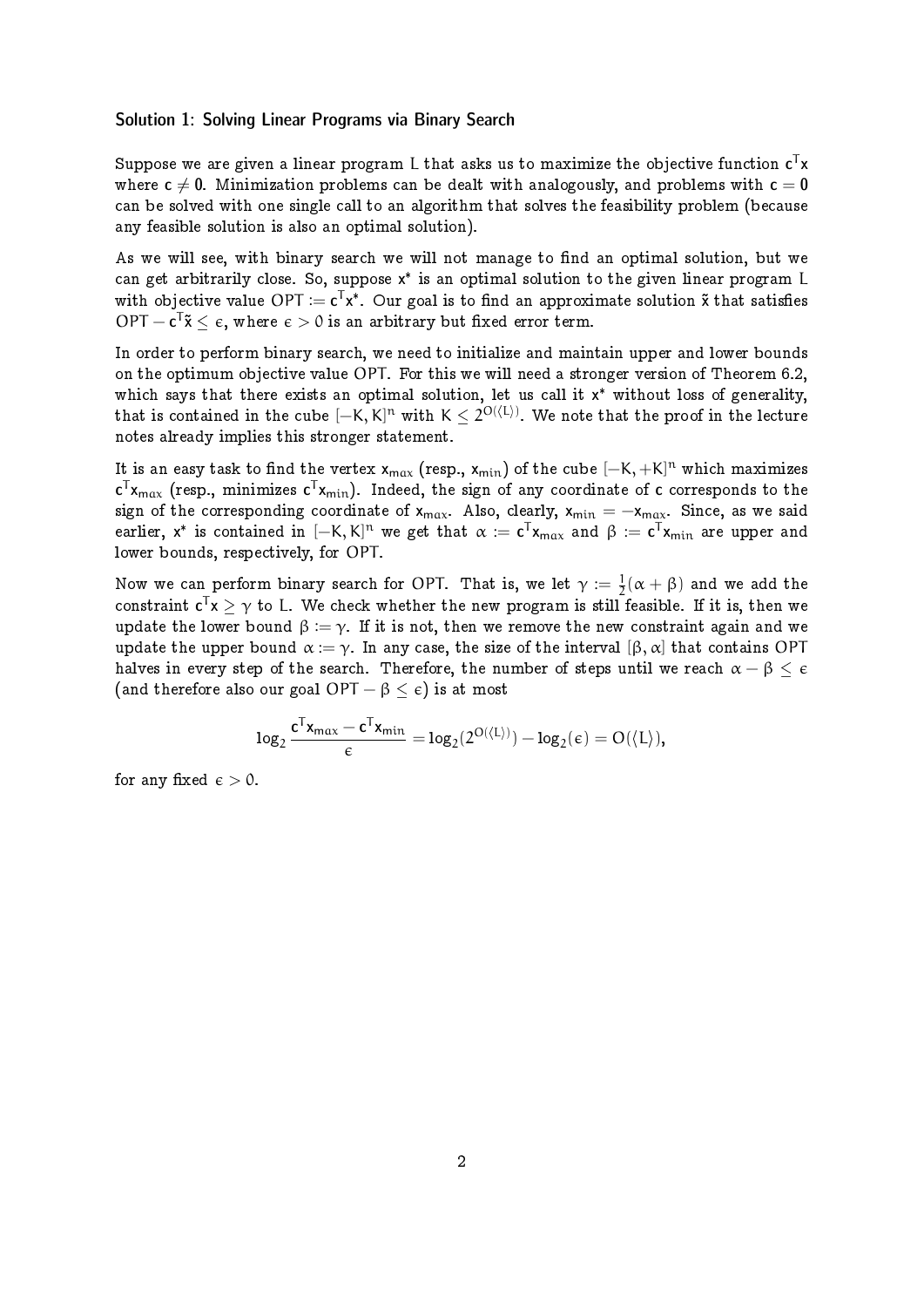### Solution 1: Solving Linear Programs via Binary Search

Suppose we are given a linear program $L$ that asks us to maximize the objective function $c^T x$ where $c \neq 0$. Minimization problems can be dealt with analogously, and problems with $c = 0$ can be solved with one single call to an algorithm that solves the feasibility problem (because any feasible solution is also an optimal solution).

As we will see, with binary search we will not manage to find an optimal solution, but we can get arbitrarily close. So, suppose $x^*$ is an optimal solution to the given linear program $L$ with objective value $\mathrm{OPT} := c^T x^*$. Our goal is to find an approximate solution $\tilde{x}$ that satisfies $\mathrm{OPT} - c^T \tilde{x} \leq \epsilon$, where $\epsilon > 0$ is an arbitrary but fixed error term.

In order to perform binary search, we need to initialize and maintain upper and lower bounds on the optimum objective value OPT. For this we will need a stronger version of Theorem 6.2, which says that there exists an optimal solution, let us call it $x^*$ without loss of generality, that is contained in the cube $[-K, K]^n$ with $K \leq 2^{O(\langle L \rangle)}$. We note that the proof in the lecture notes already implies this stronger statement.

It is an easy task to find the vertex $x_{max}$ (resp., $x_{min}$) of the cube $[-K, +K]^n$ which maximizes $c^T x_{max}$ (resp., minimizes $c^T x_{min}$). Indeed, the sign of any coordinate of $c$ corresponds to the sign of the corresponding coordinate of $x_{max}$. Also, clearly, $x_{min} = -x_{max}$. Since, as we said earlier, $x^*$ is contained in $[-K, K]^n$ we get that $\alpha := c^T x_{max}$ and $\beta := c^T x_{min}$ are upper and lower bounds, respectively, for OPT.

Now we can perform binary search for OPT. That is, we let $\gamma := \frac{1}{2}(\alpha + \beta)$ and we add the constraint $c^T x \geq \gamma$ to $L$. We check whether the new program is still feasible. If it is, then we update the lower bound $\beta := \gamma$. If it is not, then we remove the new constraint again and we update the upper bound $\alpha := \gamma$. In any case, the size of the interval $[\beta, \alpha]$ that contains OPT halves in every step of the search. Therefore, the number of steps until we reach $\alpha - \beta \leq \epsilon$ (and therefore also our goal $\mathrm{OPT} - \beta \leq \epsilon$) is at most

$$\log_2 \frac{c^T x_{max} - c^T x_{min}}{\epsilon} = \log_2(2^{O(\langle L \rangle)}) - \log_2(\epsilon) = O(\langle L \rangle),$$

for any fixed $\epsilon > 0$.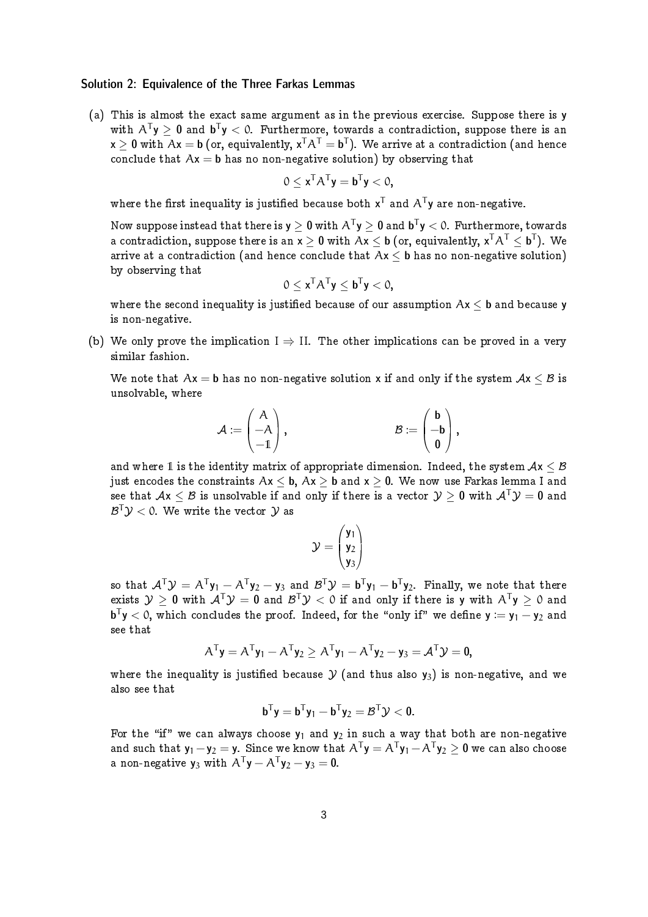### Solution 2: Equivalence of the Three Farkas Lemmas

(a) This is almost the exact same argument as in the previous exercise. Suppose there is $\mathbf{y}$ with $A^\mathsf{T}\mathbf{y} \geq \mathbf{0}$ and $\mathbf{b}^\mathsf{T}\mathbf{y} < 0$. Furthermore, towards a contradiction, suppose there is an $\mathbf{x} \geq \mathbf{0}$ with $A\mathbf{x} = \mathbf{b}$ (or, equivalently, $\mathbf{x}^\mathsf{T}A^\mathsf{T} = \mathbf{b}^\mathsf{T}$). We arrive at a contradiction (and hence conclude that $A\mathbf{x} = \mathbf{b}$ has no non-negative solution) by observing that

$$0 \leq \mathbf{x}^\mathsf{T}A^\mathsf{T}\mathbf{y} = \mathbf{b}^\mathsf{T}\mathbf{y} < 0,$$

where the first inequality is justified because both $\mathbf{x}^\mathsf{T}$ and $A^\mathsf{T}\mathbf{y}$ are non-negative.

Now suppose instead that there is $\mathbf{y} \geq \mathbf{0}$ with $A^\mathsf{T}\mathbf{y} \geq \mathbf{0}$ and $\mathbf{b}^\mathsf{T}\mathbf{y} < 0$. Furthermore, towards a contradiction, suppose there is an $\mathbf{x} \geq \mathbf{0}$ with $A\mathbf{x} \leq \mathbf{b}$ (or, equivalently, $\mathbf{x}^\mathsf{T}A^\mathsf{T} \leq \mathbf{b}^\mathsf{T}$). We arrive at a contradiction (and hence conclude that $A\mathbf{x} \leq \mathbf{b}$ has no non-negative solution) by observing that

$$0 \leq \mathbf{x}^\mathsf{T}A^\mathsf{T}\mathbf{y} \leq \mathbf{b}^\mathsf{T}\mathbf{y} < 0,$$

where the second inequality is justified because of our assumption $A\mathbf{x} \leq \mathbf{b}$ and because $\mathbf{y}$ is non-negative.

(b) We only prove the implication I $\Rightarrow$ II. The other implications can be proved in a very similar fashion.

We note that $A\mathbf{x} = \mathbf{b}$ has no non-negative solution $\mathbf{x}$ if and only if the system $\mathcal{A}\mathbf{x} \leq \mathcal{B}$ is unsolvable, where

$$\mathcal{A} := \begin{pmatrix} A \\ -A \\ -\mathbb{1} \end{pmatrix}, \qquad \mathcal{B} := \begin{pmatrix} \mathbf{b} \\ -\mathbf{b} \\ \mathbf{0} \end{pmatrix},$$

and where $\mathbb{1}$ is the identity matrix of appropriate dimension. Indeed, the system $\mathcal{A}\mathbf{x} \leq \mathcal{B}$ just encodes the constraints $A\mathbf{x} \leq \mathbf{b}$, $A\mathbf{x} \geq \mathbf{b}$ and $\mathbf{x} \geq \mathbf{0}$. We now use Farkas lemma I and see that $\mathcal{A}\mathbf{x} \leq \mathcal{B}$ is unsolvable if and only if there is a vector $\mathcal{Y} \geq \mathbf{0}$ with $\mathcal{A}^\mathsf{T}\mathcal{Y} = \mathbf{0}$ and $\mathcal{B}^\mathsf{T}\mathcal{Y} < 0$. We write the vector $\mathcal{Y}$ as

$$\mathcal{Y} = \begin{pmatrix} \mathbf{y}_1 \\ \mathbf{y}_2 \\ \mathbf{y}_3 \end{pmatrix}$$

so that $\mathcal{A}^\mathsf{T}\mathcal{Y} = A^\mathsf{T}\mathbf{y}_1 - A^\mathsf{T}\mathbf{y}_2 - \mathbf{y}_3$ and $\mathcal{B}^\mathsf{T}\mathcal{Y} = \mathbf{b}^\mathsf{T}\mathbf{y}_1 - \mathbf{b}^\mathsf{T}\mathbf{y}_2$. Finally, we note that there exists $\mathcal{Y} \geq \mathbf{0}$ with $\mathcal{A}^\mathsf{T}\mathcal{Y} = \mathbf{0}$ and $\mathcal{B}^\mathsf{T}\mathcal{Y} < 0$ if and only if there is $\mathbf{y}$ with $A^\mathsf{T}\mathbf{y} \geq 0$ and $\mathbf{b}^\mathsf{T}\mathbf{y} < 0$, which concludes the proof. Indeed, for the "only if" we define $\mathbf{y} := \mathbf{y}_1 - \mathbf{y}_2$ and see that

$$A^\mathsf{T}\mathbf{y} = A^\mathsf{T}\mathbf{y}_1 - A^\mathsf{T}\mathbf{y}_2 \geq A^\mathsf{T}\mathbf{y}_1 - A^\mathsf{T}\mathbf{y}_2 - \mathbf{y}_3 = \mathcal{A}^\mathsf{T}\mathcal{Y} = \mathbf{0},$$

where the inequality is justified because $\mathcal{Y}$ (and thus also $\mathbf{y}_3$) is non-negative, and we also see that

$$\mathbf{b}^\mathsf{T}\mathbf{y} = \mathbf{b}^\mathsf{T}\mathbf{y}_1 - \mathbf{b}^\mathsf{T}\mathbf{y}_2 = \mathcal{B}^\mathsf{T}\mathcal{Y} < \mathbf{0}.$$

For the "if" we can always choose $\mathbf{y}_1$ and $\mathbf{y}_2$ in such a way that both are non-negative and such that $\mathbf{y}_1 - \mathbf{y}_2 = \mathbf{y}$. Since we know that $A^\mathsf{T}\mathbf{y} = A^\mathsf{T}\mathbf{y}_1 - A^\mathsf{T}\mathbf{y}_2 \geq \mathbf{0}$ we can also choose a non-negative $\mathbf{y}_3$ with $A^\mathsf{T}\mathbf{y} - A^\mathsf{T}\mathbf{y}_2 - \mathbf{y}_3 = \mathbf{0}$.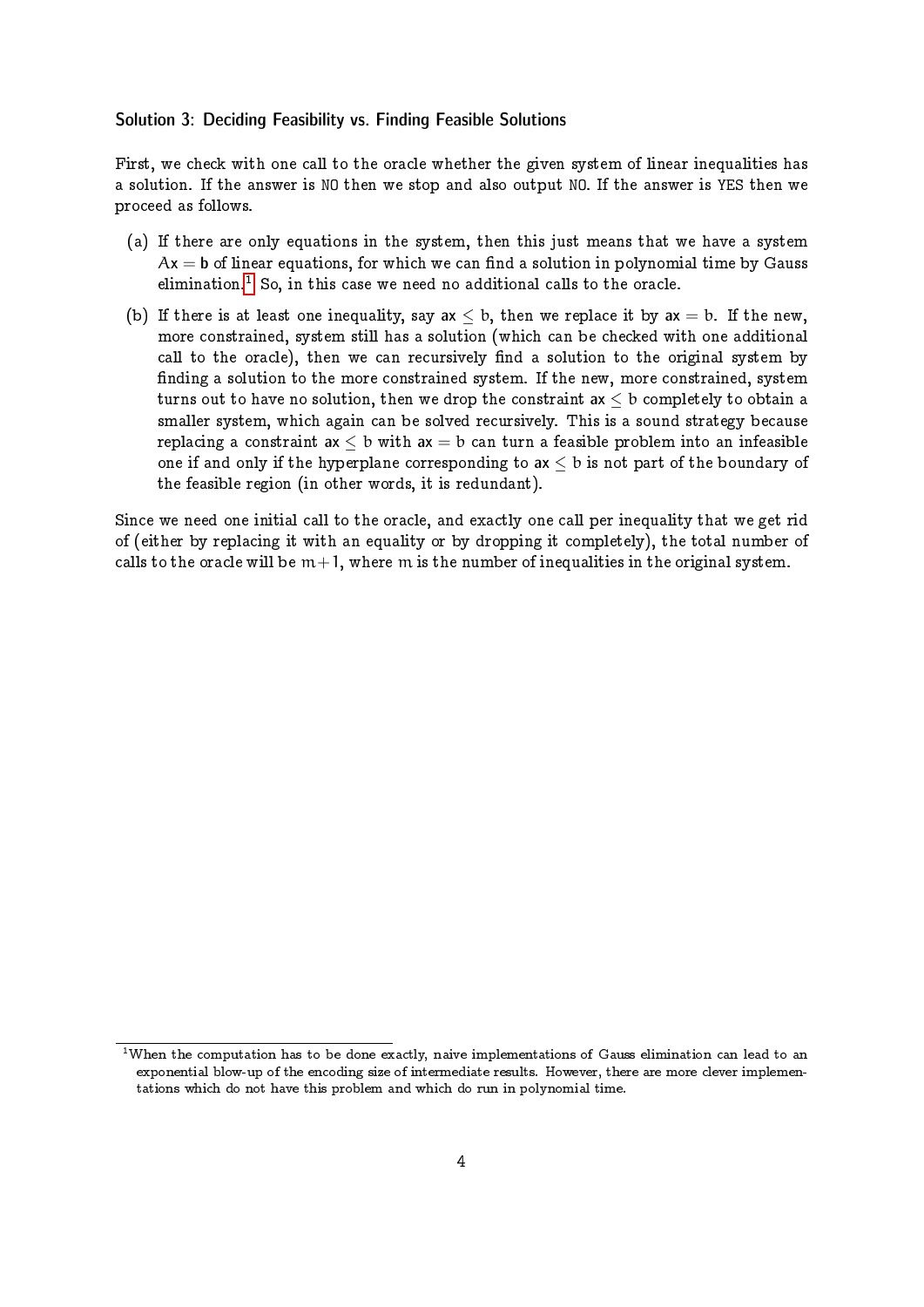### Solution 3: Deciding Feasibility vs. Finding Feasible Solutions

First, we check with one call to the oracle whether the given system of linear inequalities has a solution. If the answer is NO then we stop and also output NO. If the answer is YES then we proceed as follows.

(a) If there are only equations in the system, then this just means that we have a system $Ax = b$ of linear equations, for which we can find a solution in polynomial time by Gauss elimination.[1] So, in this case we need no additional calls to the oracle.

(b) If there is at least one inequality, say $ax \leq b$, then we replace it by $ax = b$. If the new, more constrained, system still has a solution (which can be checked with one additional call to the oracle), then we can recursively find a solution to the original system by finding a solution to the more constrained system. If the new, more constrained, system turns out to have no solution, then we drop the constraint $ax \leq b$ completely to obtain a smaller system, which again can be solved recursively. This is a sound strategy because replacing a constraint $ax \leq b$ with $ax = b$ can turn a feasible problem into an infeasible one if and only if the hyperplane corresponding to $ax \leq b$ is not part of the boundary of the feasible region (in other words, it is redundant).

Since we need one initial call to the oracle, and exactly one call per inequality that we get rid of (either by replacing it with an equality or by dropping it completely), the total number of calls to the oracle will be $m + 1$, where $m$ is the number of inequalities in the original system.

[1] When the computation has to be done exactly, naive implementations of Gauss elimination can lead to an exponential blow-up of the encoding size of intermediate results. However, there are more clever implementations which do not have this problem and which do run in polynomial time.